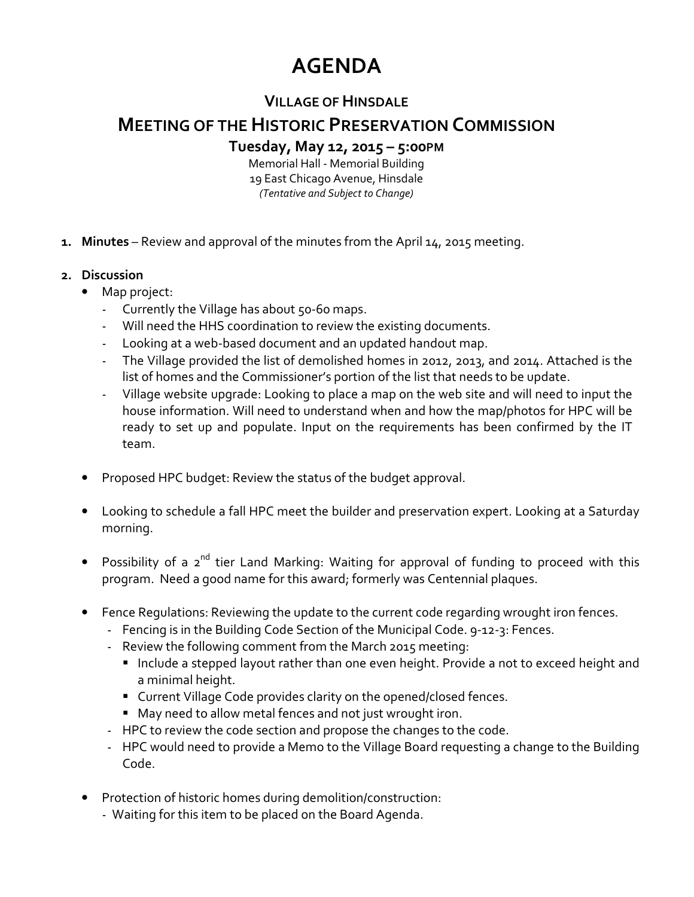# AGENDA

## Village of Hinsdale

## Meeting of the Historic Preservation Commission

### Tuesday, May 12, 2015 – 5:00PM

Memorial Hall - Memorial Building
19 East Chicago Avenue, Hinsdale
*(Tentative and Subject to Change)*

1. **Minutes** – Review and approval of the minutes from the April 14, 2015 meeting.

2. **Discussion**
   - Map project:
     - Currently the Village has about 50-60 maps.
     - Will need the HHS coordination to review the existing documents.
     - Looking at a web-based document and an updated handout map.
     - The Village provided the list of demolished homes in 2012, 2013, and 2014. Attached is the list of homes and the Commissioner's portion of the list that needs to be update.
     - Village website upgrade: Looking to place a map on the web site and will need to input the house information. Will need to understand when and how the map/photos for HPC will be ready to set up and populate. Input on the requirements has been confirmed by the IT team.

   - Proposed HPC budget: Review the status of the budget approval.

   - Looking to schedule a fall HPC meet the builder and preservation expert. Looking at a Saturday morning.

   - Possibility of a 2nd tier Land Marking: Waiting for approval of funding to proceed with this program. Need a good name for this award; formerly was Centennial plaques.

   - Fence Regulations: Reviewing the update to the current code regarding wrought iron fences.
     - Fencing is in the Building Code Section of the Municipal Code. 9-12-3: Fences.
     - Review the following comment from the March 2015 meeting:
       - Include a stepped layout rather than one even height. Provide a not to exceed height and a minimal height.
       - Current Village Code provides clarity on the opened/closed fences.
       - May need to allow metal fences and not just wrought iron.
     - HPC to review the code section and propose the changes to the code.
     - HPC would need to provide a Memo to the Village Board requesting a change to the Building Code.

   - Protection of historic homes during demolition/construction:
     - Waiting for this item to be placed on the Board Agenda.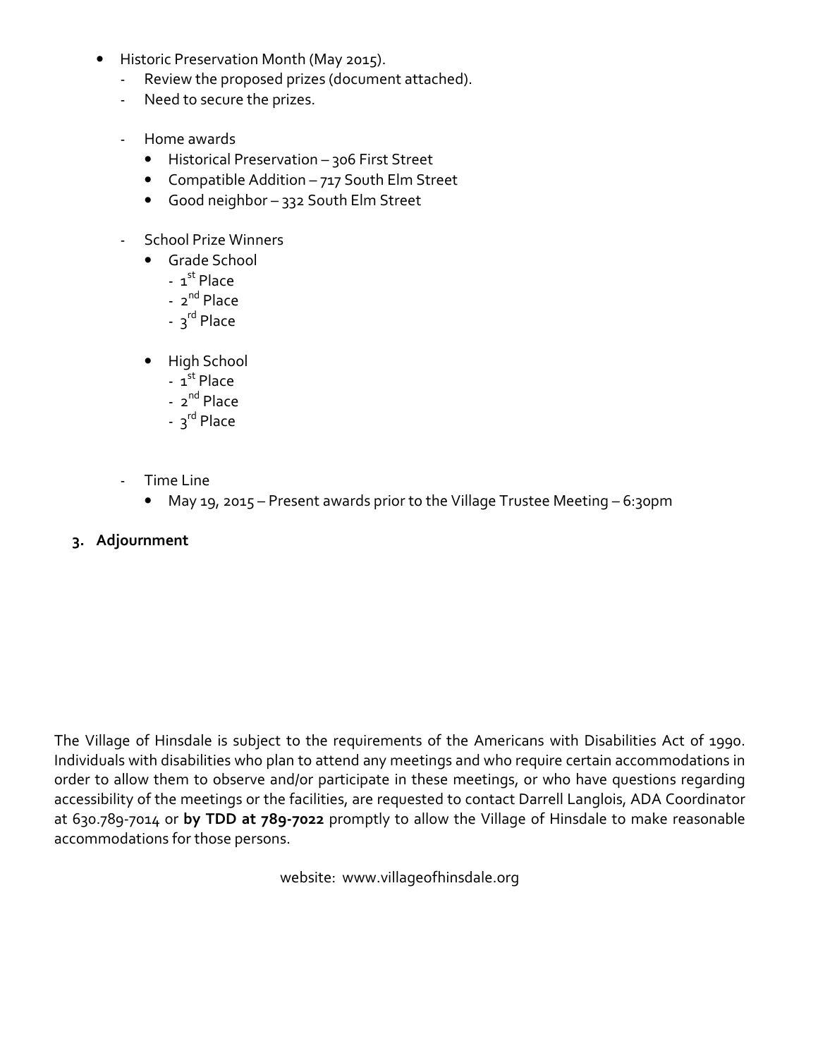- Historic Preservation Month (May 2015).
  - Review the proposed prizes (document attached).
  - Need to secure the prizes.

  - Home awards
    - Historical Preservation – 306 First Street
    - Compatible Addition – 717 South Elm Street
    - Good neighbor – 332 South Elm Street

  - School Prize Winners
    - Grade School
      - 1st Place
      - 2nd Place
      - 3rd Place

    - High School
      - 1st Place
      - 2nd Place
      - 3rd Place

  - Time Line
    - May 19, 2015 – Present awards prior to the Village Trustee Meeting – 6:30pm

**3. Adjournment**

The Village of Hinsdale is subject to the requirements of the Americans with Disabilities Act of 1990. Individuals with disabilities who plan to attend any meetings and who require certain accommodations in order to allow them to observe and/or participate in these meetings, or who have questions regarding accessibility of the meetings or the facilities, are requested to contact Darrell Langlois, ADA Coordinator at 630.789-7014 or **by TDD at 789-7022** promptly to allow the Village of Hinsdale to make reasonable accommodations for those persons.

website: www.villageofhinsdale.org